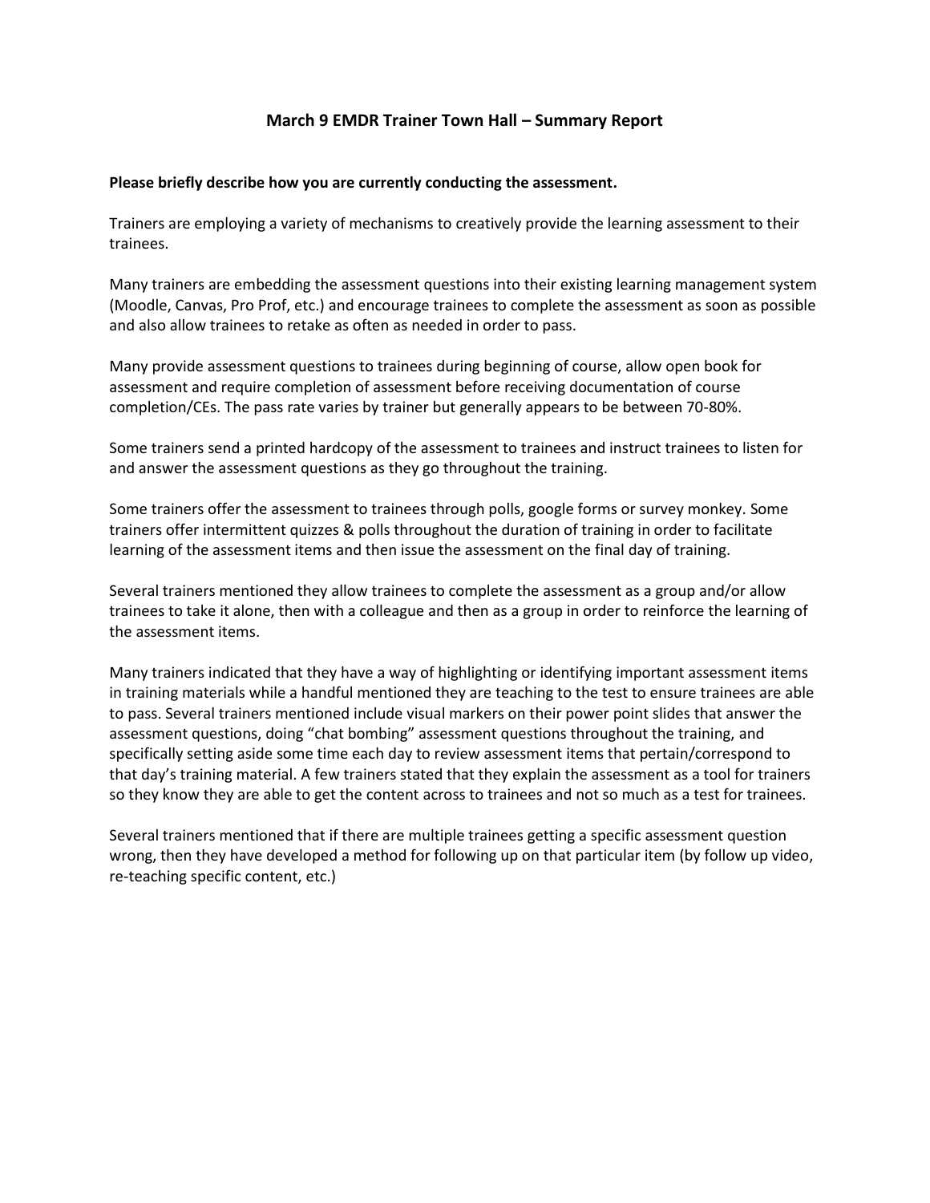# March 9 EMDR Trainer Town Hall – Summary Report

**Please briefly describe how you are currently conducting the assessment.**

Trainers are employing a variety of mechanisms to creatively provide the learning assessment to their trainees.

Many trainers are embedding the assessment questions into their existing learning management system (Moodle, Canvas, Pro Prof, etc.) and encourage trainees to complete the assessment as soon as possible and also allow trainees to retake as often as needed in order to pass.

Many provide assessment questions to trainees during beginning of course, allow open book for assessment and require completion of assessment before receiving documentation of course completion/CEs. The pass rate varies by trainer but generally appears to be between 70-80%.

Some trainers send a printed hardcopy of the assessment to trainees and instruct trainees to listen for and answer the assessment questions as they go throughout the training.

Some trainers offer the assessment to trainees through polls, google forms or survey monkey. Some trainers offer intermittent quizzes & polls throughout the duration of training in order to facilitate learning of the assessment items and then issue the assessment on the final day of training.

Several trainers mentioned they allow trainees to complete the assessment as a group and/or allow trainees to take it alone, then with a colleague and then as a group in order to reinforce the learning of the assessment items.

Many trainers indicated that they have a way of highlighting or identifying important assessment items in training materials while a handful mentioned they are teaching to the test to ensure trainees are able to pass. Several trainers mentioned include visual markers on their power point slides that answer the assessment questions, doing "chat bombing" assessment questions throughout the training, and specifically setting aside some time each day to review assessment items that pertain/correspond to that day's training material. A few trainers stated that they explain the assessment as a tool for trainers so they know they are able to get the content across to trainees and not so much as a test for trainees.

Several trainers mentioned that if there are multiple trainees getting a specific assessment question wrong, then they have developed a method for following up on that particular item (by follow up video, re-teaching specific content, etc.)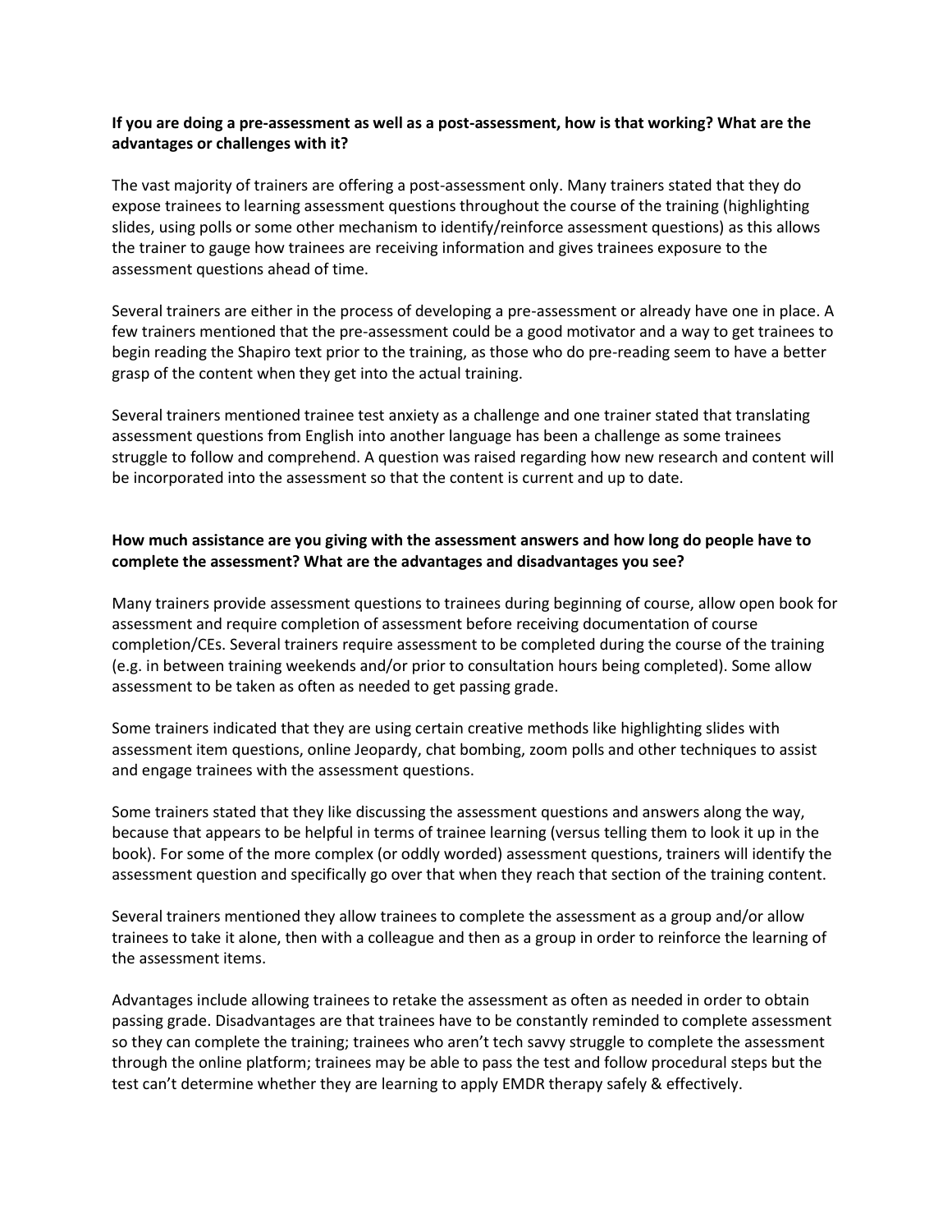**If you are doing a pre-assessment as well as a post-assessment, how is that working? What are the advantages or challenges with it?**

The vast majority of trainers are offering a post-assessment only. Many trainers stated that they do expose trainees to learning assessment questions throughout the course of the training (highlighting slides, using polls or some other mechanism to identify/reinforce assessment questions) as this allows the trainer to gauge how trainees are receiving information and gives trainees exposure to the assessment questions ahead of time.

Several trainers are either in the process of developing a pre-assessment or already have one in place. A few trainers mentioned that the pre-assessment could be a good motivator and a way to get trainees to begin reading the Shapiro text prior to the training, as those who do pre-reading seem to have a better grasp of the content when they get into the actual training.

Several trainers mentioned trainee test anxiety as a challenge and one trainer stated that translating assessment questions from English into another language has been a challenge as some trainees struggle to follow and comprehend. A question was raised regarding how new research and content will be incorporated into the assessment so that the content is current and up to date.

**How much assistance are you giving with the assessment answers and how long do people have to complete the assessment? What are the advantages and disadvantages you see?**

Many trainers provide assessment questions to trainees during beginning of course, allow open book for assessment and require completion of assessment before receiving documentation of course completion/CEs. Several trainers require assessment to be completed during the course of the training (e.g. in between training weekends and/or prior to consultation hours being completed). Some allow assessment to be taken as often as needed to get passing grade.

Some trainers indicated that they are using certain creative methods like highlighting slides with assessment item questions, online Jeopardy, chat bombing, zoom polls and other techniques to assist and engage trainees with the assessment questions.

Some trainers stated that they like discussing the assessment questions and answers along the way, because that appears to be helpful in terms of trainee learning (versus telling them to look it up in the book). For some of the more complex (or oddly worded) assessment questions, trainers will identify the assessment question and specifically go over that when they reach that section of the training content.

Several trainers mentioned they allow trainees to complete the assessment as a group and/or allow trainees to take it alone, then with a colleague and then as a group in order to reinforce the learning of the assessment items.

Advantages include allowing trainees to retake the assessment as often as needed in order to obtain passing grade. Disadvantages are that trainees have to be constantly reminded to complete assessment so they can complete the training; trainees who aren't tech savvy struggle to complete the assessment through the online platform; trainees may be able to pass the test and follow procedural steps but the test can't determine whether they are learning to apply EMDR therapy safely & effectively.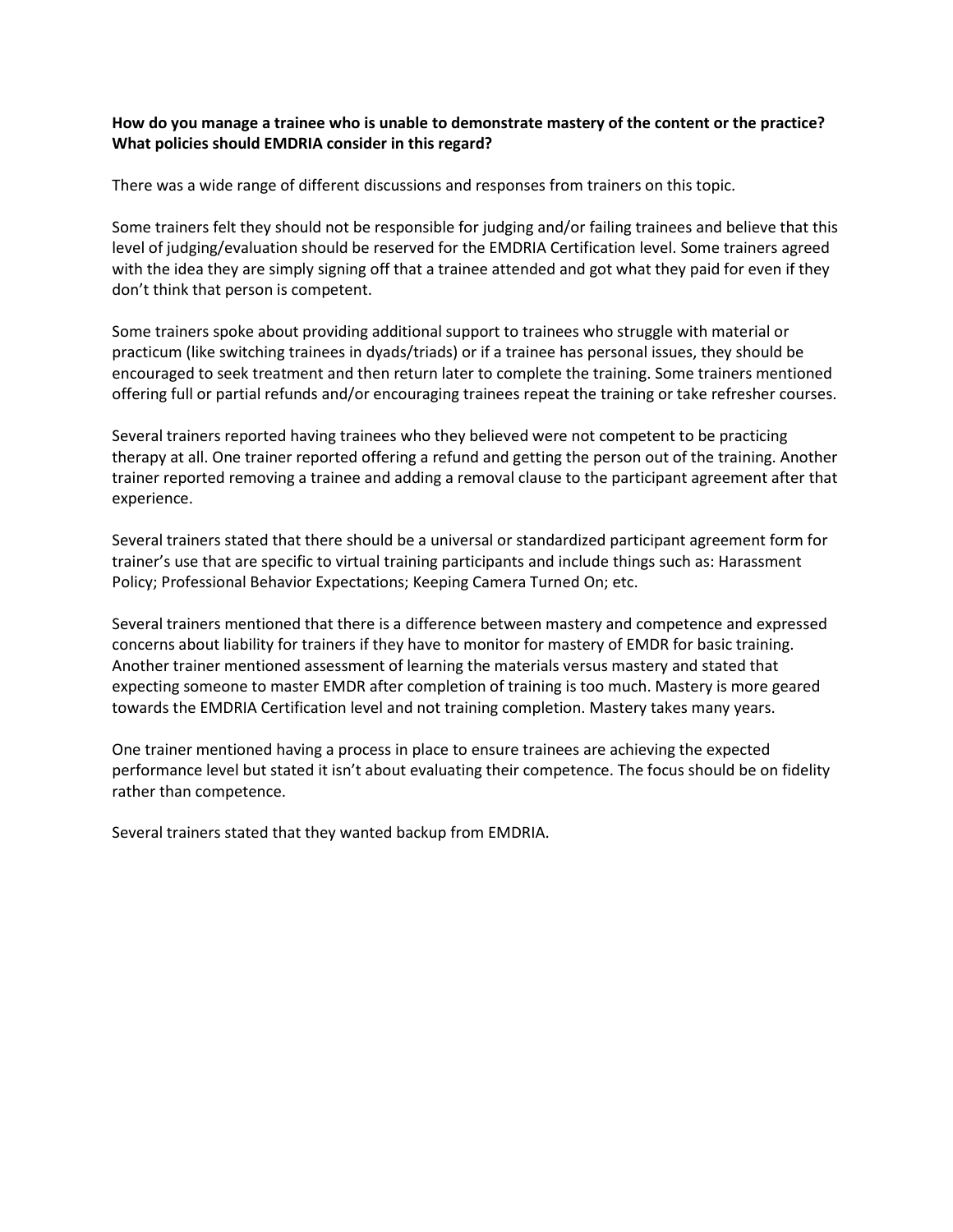**How do you manage a trainee who is unable to demonstrate mastery of the content or the practice? What policies should EMDRIA consider in this regard?**

There was a wide range of different discussions and responses from trainers on this topic.

Some trainers felt they should not be responsible for judging and/or failing trainees and believe that this level of judging/evaluation should be reserved for the EMDRIA Certification level. Some trainers agreed with the idea they are simply signing off that a trainee attended and got what they paid for even if they don't think that person is competent.

Some trainers spoke about providing additional support to trainees who struggle with material or practicum (like switching trainees in dyads/triads) or if a trainee has personal issues, they should be encouraged to seek treatment and then return later to complete the training. Some trainers mentioned offering full or partial refunds and/or encouraging trainees repeat the training or take refresher courses.

Several trainers reported having trainees who they believed were not competent to be practicing therapy at all. One trainer reported offering a refund and getting the person out of the training. Another trainer reported removing a trainee and adding a removal clause to the participant agreement after that experience.

Several trainers stated that there should be a universal or standardized participant agreement form for trainer's use that are specific to virtual training participants and include things such as: Harassment Policy; Professional Behavior Expectations; Keeping Camera Turned On; etc.

Several trainers mentioned that there is a difference between mastery and competence and expressed concerns about liability for trainers if they have to monitor for mastery of EMDR for basic training. Another trainer mentioned assessment of learning the materials versus mastery and stated that expecting someone to master EMDR after completion of training is too much. Mastery is more geared towards the EMDRIA Certification level and not training completion. Mastery takes many years.

One trainer mentioned having a process in place to ensure trainees are achieving the expected performance level but stated it isn't about evaluating their competence. The focus should be on fidelity rather than competence.

Several trainers stated that they wanted backup from EMDRIA.